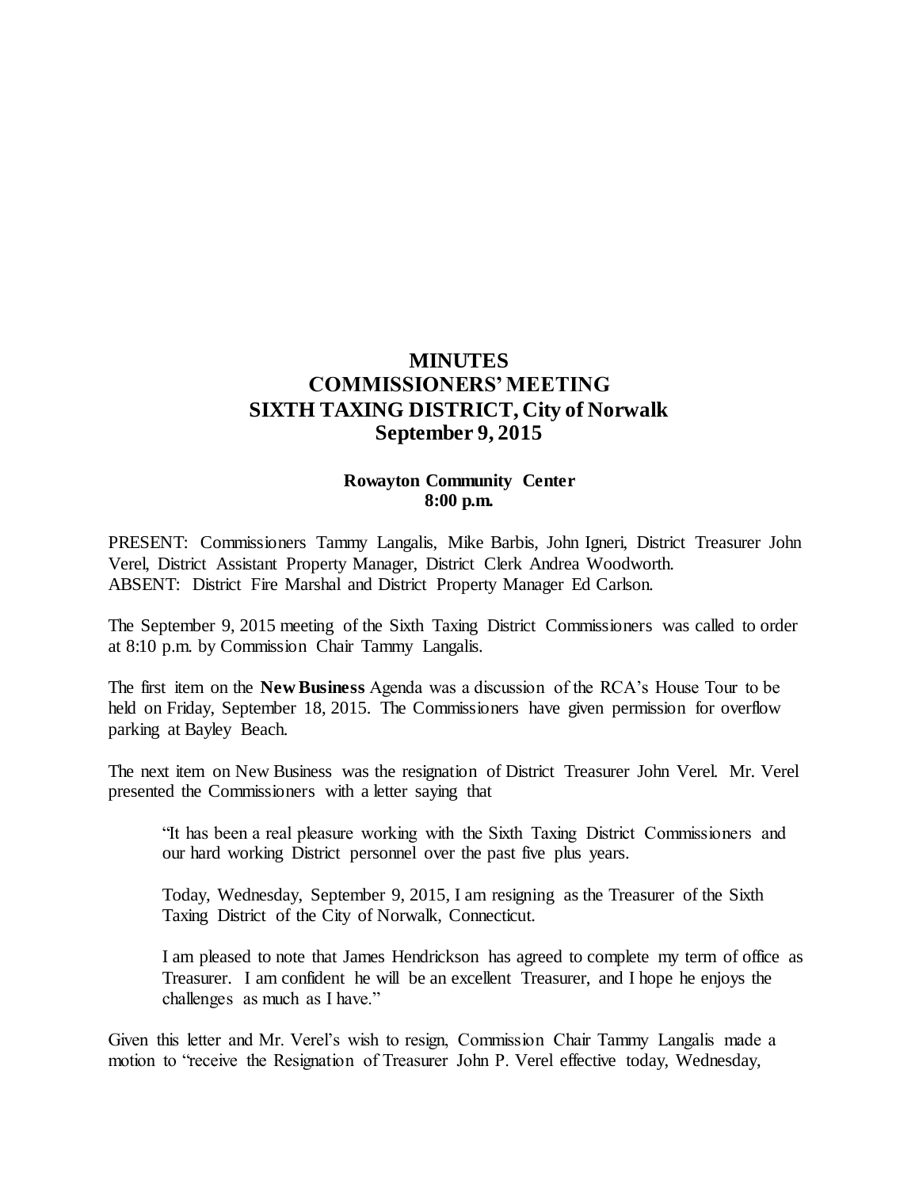# MINUTES
# COMMISSIONERS' MEETING
# SIXTH TAXING DISTRICT, City of Norwalk
# September 9, 2015

**Rowayton Community Center**
**8:00 p.m.**

PRESENT: Commissioners Tammy Langalis, Mike Barbis, John Igneri, District Treasurer John Verel, District Assistant Property Manager, District Clerk Andrea Woodworth.
ABSENT: District Fire Marshal and District Property Manager Ed Carlson.

The September 9, 2015 meeting of the Sixth Taxing District Commissioners was called to order at 8:10 p.m. by Commission Chair Tammy Langalis.

The first item on the **New Business** Agenda was a discussion of the RCA's House Tour to be held on Friday, September 18, 2015. The Commissioners have given permission for overflow parking at Bayley Beach.

The next item on New Business was the resignation of District Treasurer John Verel. Mr. Verel presented the Commissioners with a letter saying that

> "It has been a real pleasure working with the Sixth Taxing District Commissioners and our hard working District personnel over the past five plus years.
>
> Today, Wednesday, September 9, 2015, I am resigning as the Treasurer of the Sixth Taxing District of the City of Norwalk, Connecticut.
>
> I am pleased to note that James Hendrickson has agreed to complete my term of office as Treasurer. I am confident he will be an excellent Treasurer, and I hope he enjoys the challenges as much as I have."

Given this letter and Mr. Verel's wish to resign, Commission Chair Tammy Langalis made a motion to "receive the Resignation of Treasurer John P. Verel effective today, Wednesday,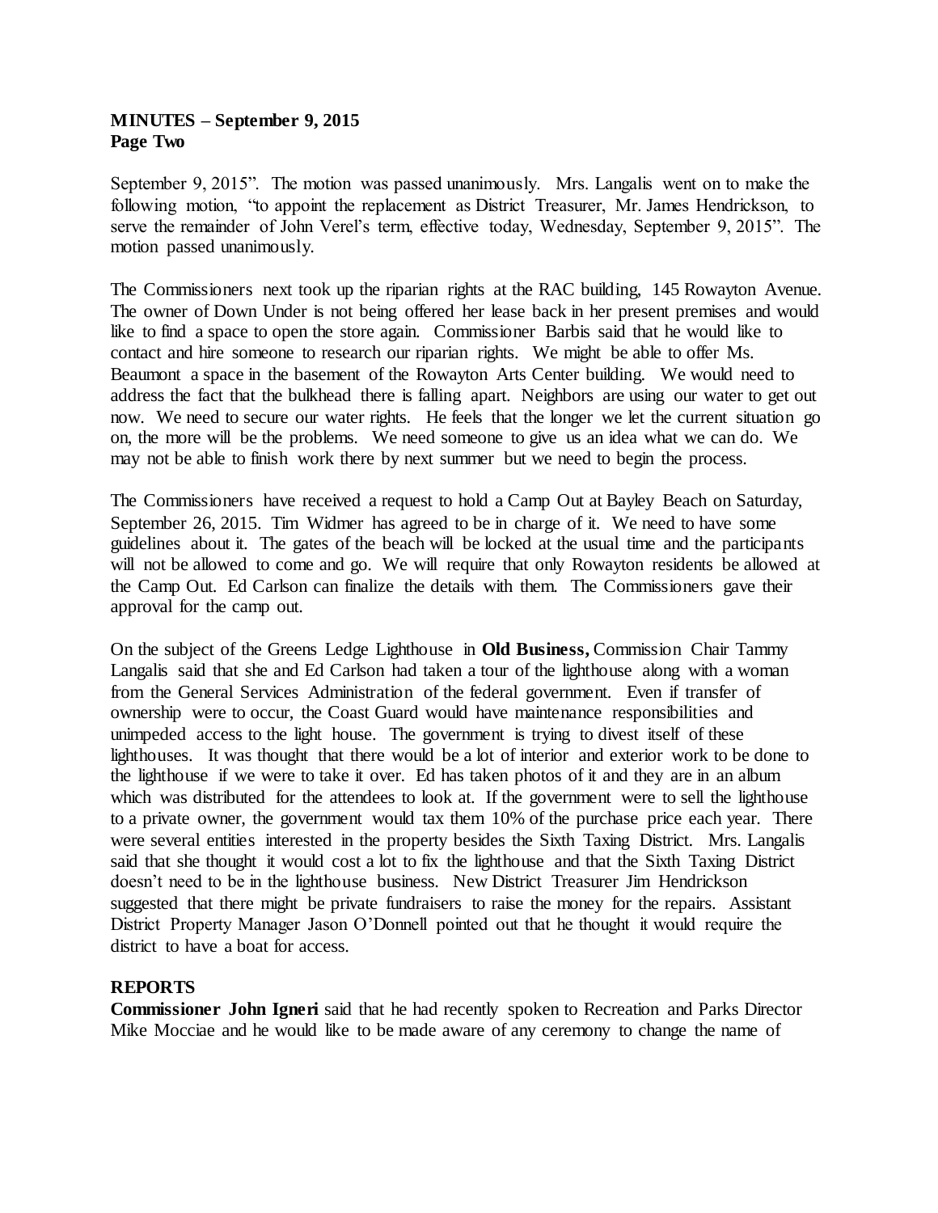September 9, 2015". The motion was passed unanimously. Mrs. Langalis went on to make the following motion, "to appoint the replacement as District Treasurer, Mr. James Hendrickson, to serve the remainder of John Verel's term, effective today, Wednesday, September 9, 2015". The motion passed unanimously.

The Commissioners next took up the riparian rights at the RAC building, 145 Rowayton Avenue. The owner of Down Under is not being offered her lease back in her present premises and would like to find a space to open the store again. Commissioner Barbis said that he would like to contact and hire someone to research our riparian rights. We might be able to offer Ms. Beaumont a space in the basement of the Rowayton Arts Center building. We would need to address the fact that the bulkhead there is falling apart. Neighbors are using our water to get out now. We need to secure our water rights. He feels that the longer we let the current situation go on, the more will be the problems. We need someone to give us an idea what we can do. We may not be able to finish work there by next summer but we need to begin the process.

The Commissioners have received a request to hold a Camp Out at Bayley Beach on Saturday, September 26, 2015. Tim Widmer has agreed to be in charge of it. We need to have some guidelines about it. The gates of the beach will be locked at the usual time and the participants will not be allowed to come and go. We will require that only Rowayton residents be allowed at the Camp Out. Ed Carlson can finalize the details with them. The Commissioners gave their approval for the camp out.

On the subject of the Greens Ledge Lighthouse in **Old Business,** Commission Chair Tammy Langalis said that she and Ed Carlson had taken a tour of the lighthouse along with a woman from the General Services Administration of the federal government. Even if transfer of ownership were to occur, the Coast Guard would have maintenance responsibilities and unimpeded access to the light house. The government is trying to divest itself of these lighthouses. It was thought that there would be a lot of interior and exterior work to be done to the lighthouse if we were to take it over. Ed has taken photos of it and they are in an album which was distributed for the attendees to look at. If the government were to sell the lighthouse to a private owner, the government would tax them 10% of the purchase price each year. There were several entities interested in the property besides the Sixth Taxing District. Mrs. Langalis said that she thought it would cost a lot to fix the lighthouse and that the Sixth Taxing District doesn't need to be in the lighthouse business. New District Treasurer Jim Hendrickson suggested that there might be private fundraisers to raise the money for the repairs. Assistant District Property Manager Jason O'Donnell pointed out that he thought it would require the district to have a boat for access.

**REPORTS**

**Commissioner John Igneri** said that he had recently spoken to Recreation and Parks Director Mike Mocciae and he would like to be made aware of any ceremony to change the name of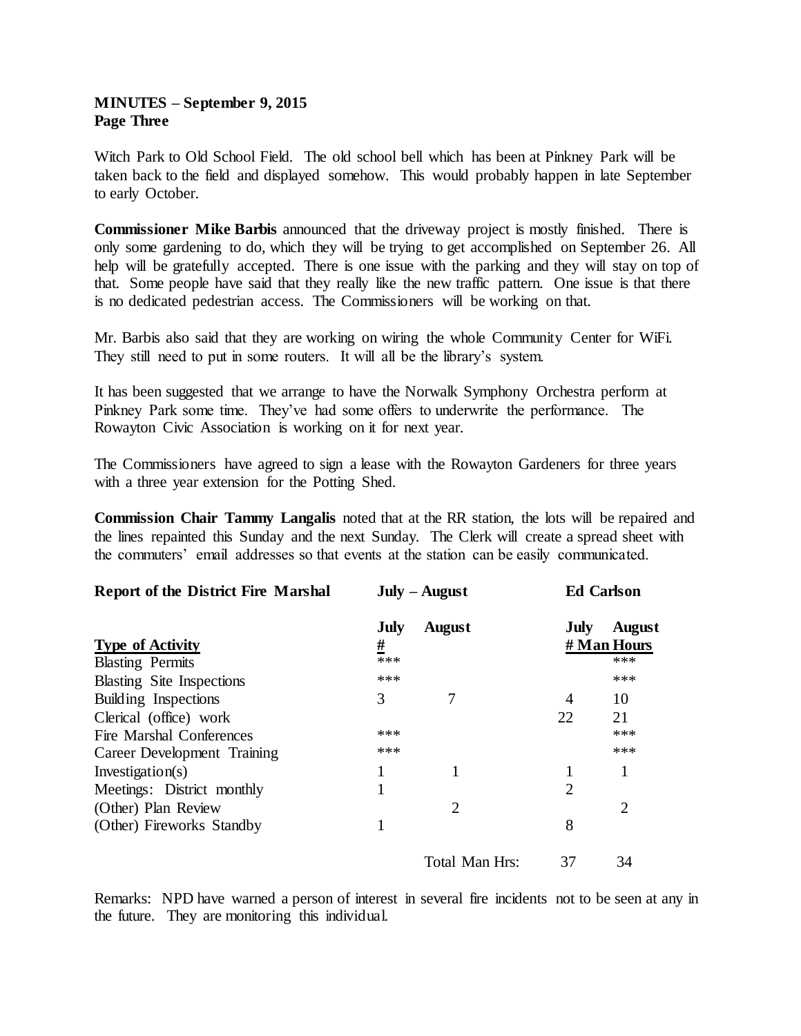**MINUTES – September 9, 2015**
**Page Three**

Witch Park to Old School Field. The old school bell which has been at Pinkney Park will be taken back to the field and displayed somehow. This would probably happen in late September to early October.

**Commissioner Mike Barbis** announced that the driveway project is mostly finished. There is only some gardening to do, which they will be trying to get accomplished on September 26. All help will be gratefully accepted. There is one issue with the parking and they will stay on top of that. Some people have said that they really like the new traffic pattern. One issue is that there is no dedicated pedestrian access. The Commissioners will be working on that.

Mr. Barbis also said that they are working on wiring the whole Community Center for WiFi. They still need to put in some routers. It will all be the library's system.

It has been suggested that we arrange to have the Norwalk Symphony Orchestra perform at Pinkney Park some time. They've had some offers to underwrite the performance. The Rowayton Civic Association is working on it for next year.

The Commissioners have agreed to sign a lease with the Rowayton Gardeners for three years with a three year extension for the Potting Shed.

**Commission Chair Tammy Langalis** noted that at the RR station, the lots will be repaired and the lines repainted this Sunday and the next Sunday. The Clerk will create a spread sheet with the commuters' email addresses so that events at the station can be easily communicated.

| **Report of the District Fire Marshal** | **July – August** | | **Ed Carlson** | |
|---|---|---|---|---|
| **Type of Activity** | **July #** | **August** | **July # Man Hours** | **August** |
| Blasting Permits | *** | | | *** |
| Blasting Site Inspections | *** | | | *** |
| Building Inspections | 3 | 7 | 4 | 10 |
| Clerical (office) work | | | 22 | 21 |
| Fire Marshal Conferences | *** | | | *** |
| Career Development Training | *** | | | *** |
| Investigation(s) | 1 | 1 | 1 | 1 |
| Meetings: District monthly | 1 | | 2 | |
| (Other) Plan Review | | 2 | | 2 |
| (Other) Fireworks Standby | 1 | | 8 | |
| | | Total Man Hrs: | 37 | 34 |

Remarks: NPD have warned a person of interest in several fire incidents not to be seen at any in the future. They are monitoring this individual.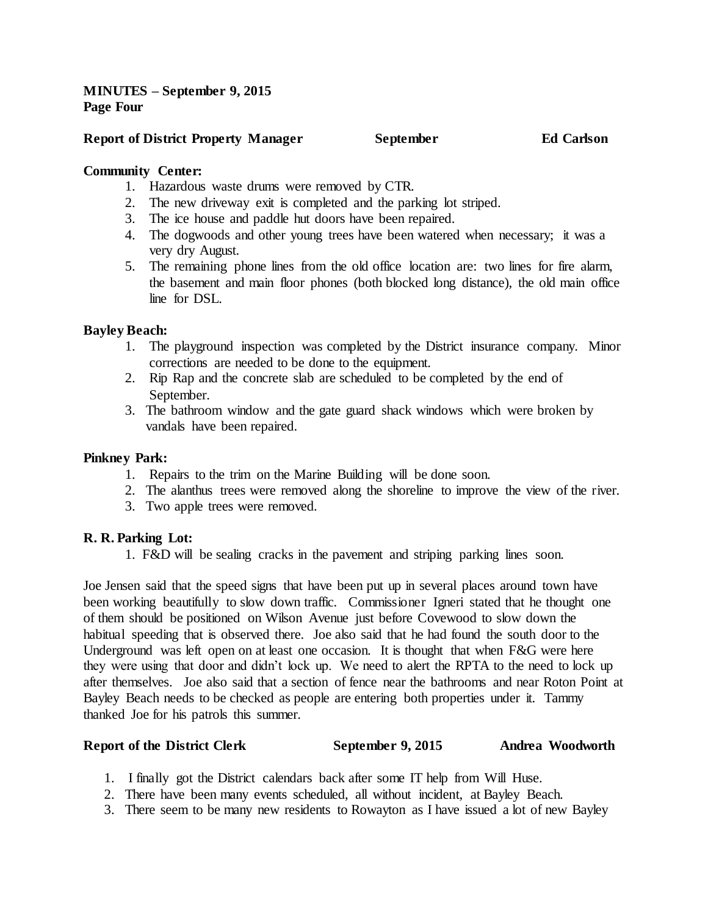**MINUTES – September 9, 2015**
**Page Four**

**Report of District Property Manager September Ed Carlson**

**Community Center:**

1. Hazardous waste drums were removed by CTR.
2. The new driveway exit is completed and the parking lot striped.
3. The ice house and paddle hut doors have been repaired.
4. The dogwoods and other young trees have been watered when necessary; it was a very dry August.
5. The remaining phone lines from the old office location are: two lines for fire alarm, the basement and main floor phones (both blocked long distance), the old main office line for DSL.

**Bayley Beach:**

1. The playground inspection was completed by the District insurance company. Minor corrections are needed to be done to the equipment.
2. Rip Rap and the concrete slab are scheduled to be completed by the end of September.
3. The bathroom window and the gate guard shack windows which were broken by vandals have been repaired.

**Pinkney Park:**

1. Repairs to the trim on the Marine Building will be done soon.
2. The alanthus trees were removed along the shoreline to improve the view of the river.
3. Two apple trees were removed.

**R. R. Parking Lot:**

1. F&D will be sealing cracks in the pavement and striping parking lines soon.

Joe Jensen said that the speed signs that have been put up in several places around town have been working beautifully to slow down traffic. Commissioner Igneri stated that he thought one of them should be positioned on Wilson Avenue just before Covewood to slow down the habitual speeding that is observed there. Joe also said that he had found the south door to the Underground was left open on at least one occasion. It is thought that when F&G were here they were using that door and didn't lock up. We need to alert the RPTA to the need to lock up after themselves. Joe also said that a section of fence near the bathrooms and near Roton Point at Bayley Beach needs to be checked as people are entering both properties under it. Tammy thanked Joe for his patrols this summer.

**Report of the District Clerk September 9, 2015 Andrea Woodworth**

1. I finally got the District calendars back after some IT help from Will Huse.
2. There have been many events scheduled, all without incident, at Bayley Beach.
3. There seem to be many new residents to Rowayton as I have issued a lot of new Bayley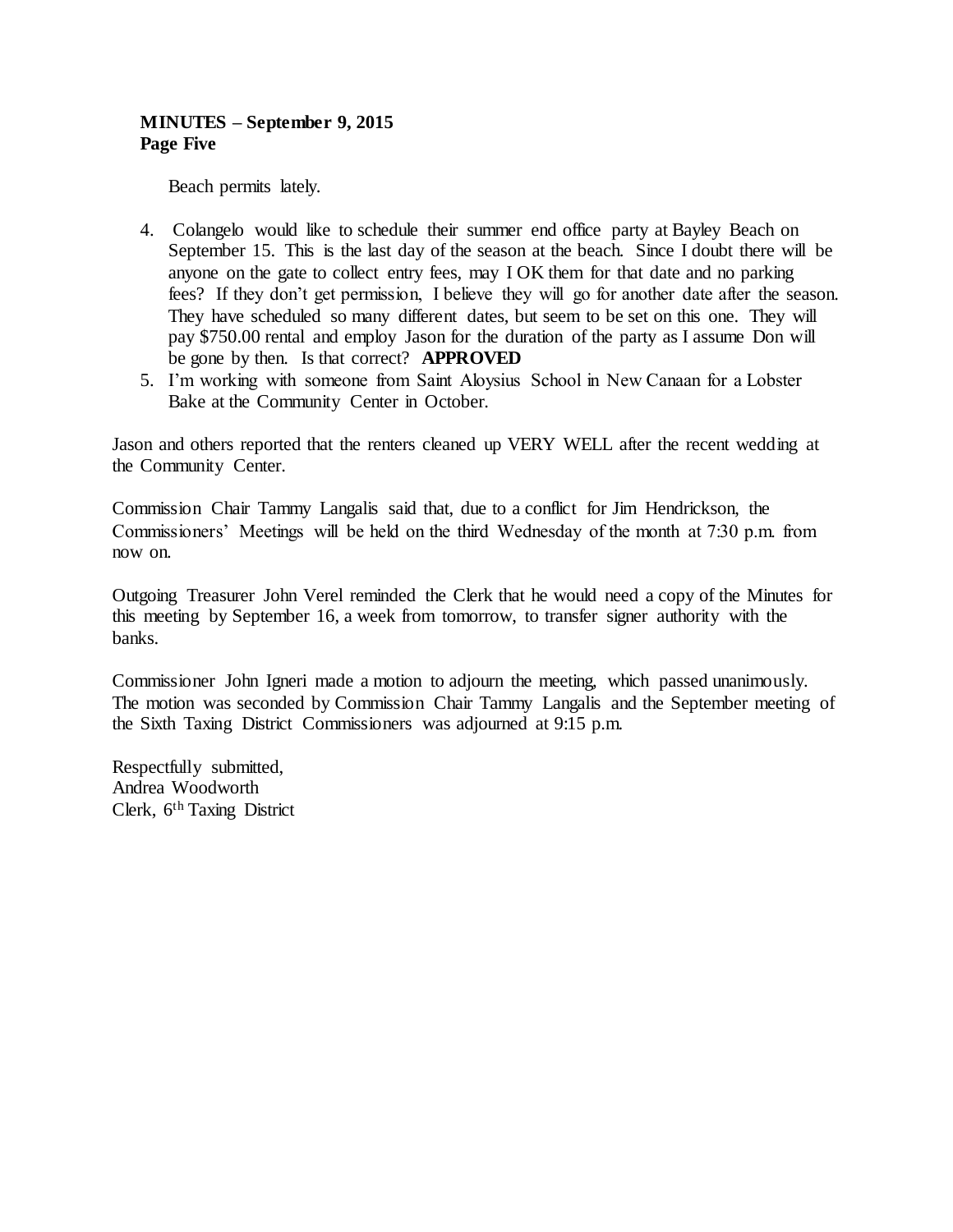Beach permits lately.

4. Colangelo would like to schedule their summer end office party at Bayley Beach on September 15. This is the last day of the season at the beach. Since I doubt there will be anyone on the gate to collect entry fees, may I OK them for that date and no parking fees? If they don't get permission, I believe they will go for another date after the season. They have scheduled so many different dates, but seem to be set on this one. They will pay $750.00 rental and employ Jason for the duration of the party as I assume Don will be gone by then. Is that correct? **APPROVED**
5. I'm working with someone from Saint Aloysius School in New Canaan for a Lobster Bake at the Community Center in October.

Jason and others reported that the renters cleaned up VERY WELL after the recent wedding at the Community Center.

Commission Chair Tammy Langalis said that, due to a conflict for Jim Hendrickson, the Commissioners' Meetings will be held on the third Wednesday of the month at 7:30 p.m. from now on.

Outgoing Treasurer John Verel reminded the Clerk that he would need a copy of the Minutes for this meeting by September 16, a week from tomorrow, to transfer signer authority with the banks.

Commissioner John Igneri made a motion to adjourn the meeting, which passed unanimously. The motion was seconded by Commission Chair Tammy Langalis and the September meeting of the Sixth Taxing District Commissioners was adjourned at 9:15 p.m.

Respectfully submitted,
Andrea Woodworth
Clerk, 6th Taxing District